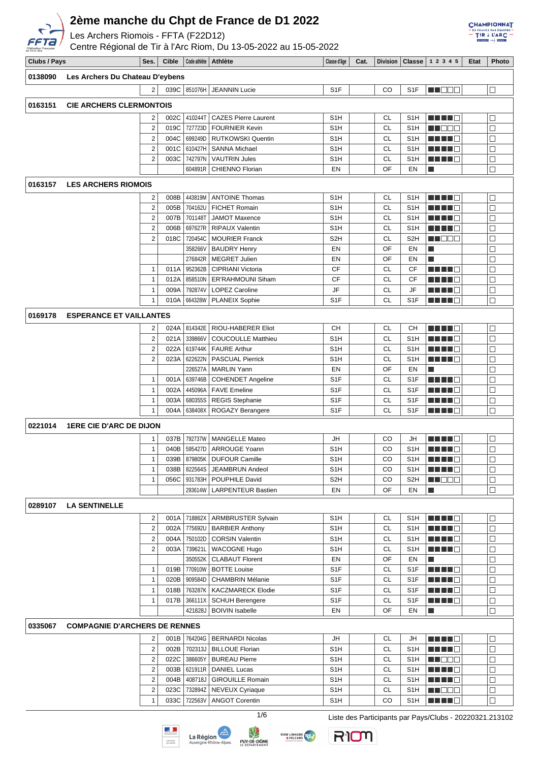# 2ème manche du Chpt de France de D1 2022

Les Archers Riomois - FFTA (F22D12)

Centre Régional de Tir à l'Arc Riom, Du 13-05-2022 au 15-05-2022

| Clubs / Pays | Ses. | Cible | Code athlète | Athlète | Classe d'âge | Cat. | Division | Classe | 1 2 3 4 5 | Etat | Photo |
|---|---|---|---|---|---|---|---|---|---|---|---|
| **0138090 Les Archers Du Chateau D'eybens** | | | | | | | | | | | |
| | 2 | 039C | 851076H | JEANNIN Lucie | S1F | | CO | S1F | ■■□□□ | | □ |
| **0163151 CIE ARCHERS CLERMONTOIS** | | | | | | | | | | | |
| | 2 | 002C | 410244T | CAZES Pierre Laurent | S1H | | CL | S1H | ■■■■□ | | □ |
| | 2 | 019C | 727723D | FOURNIER Kevin | S1H | | CL | S1H | ■■□□□ | | □ |
| | 2 | 004C | 699249D | RUTKOWSKI Quentin | S1H | | CL | S1H | ■■■■□ | | □ |
| | 2 | 001C | 610427H | SANNA Michael | S1H | | CL | S1H | ■■■■□ | | □ |
| | 2 | 003C | 742797N | VAUTRIN Jules | S1H | | CL | S1H | ■■■■□ | | □ |
| | | | 604891R | CHIENNO Florian | EN | | OF | EN | ■ | | □ |
| **0163157 LES ARCHERS RIOMOIS** | | | | | | | | | | | |
| | 2 | 008B | 443819M | ANTOINE Thomas | S1H | | CL | S1H | ■■■■□ | | □ |
| | 2 | 005B | 704162U | FICHET Romain | S1H | | CL | S1H | ■■■■□ | | □ |
| | 2 | 007B | 701148T | JAMOT Maxence | S1H | | CL | S1H | ■■■■□ | | □ |
| | 2 | 006B | 697627R | RIPAUX Valentin | S1H | | CL | S1H | ■■■■□ | | □ |
| | 2 | 018C | 720454C | MOURIER Franck | S2H | | CL | S2H | ■■□□□ | | □ |
| | | | 358266V | BAUDRY Henry | EN | | OF | EN | ■ | | □ |
| | | | 276842R | MEGRET Julien | EN | | OF | EN | ■ | | □ |
| | 1 | 011A | 952362B | CIPRIANI Victoria | CF | | CL | CF | ■■■■□ | | □ |
| | 1 | 012A | 858510N | ER'RAHMOUNI Siham | CF | | CL | CF | ■■■■□ | | □ |
| | 1 | 009A | 792874V | LOPEZ Caroline | JF | | CL | JF | ■■■■□ | | □ |
| | 1 | 010A | 664328W | PLANEIX Sophie | S1F | | CL | S1F | ■■■■□ | | □ |
| **0169178 ESPERANCE ET VAILLANTES** | | | | | | | | | | | |
| | 2 | 024A | 814342E | RIOU-HABERER Eliot | CH | | CL | CH | ■■■■□ | | □ |
| | 2 | 021A | 339866V | COUCOULLE Matthieu | S1H | | CL | S1H | ■■■■□ | | □ |
| | 2 | 022A | 619744K | FAURE Arthur | S1H | | CL | S1H | ■■■■□ | | □ |
| | 2 | 023A | 622622N | PASCUAL Pierrick | S1H | | CL | S1H | ■■■■□ | | □ |
| | | | 226527A | MARLIN Yann | EN | | OF | EN | ■ | | □ |
| | 1 | 001A | 639746B | COHENDET Angeline | S1F | | CL | S1F | ■■■■□ | | □ |
| | 1 | 002A | 445096A | FAVE Emeline | S1F | | CL | S1F | ■■■■□ | | □ |
| | 1 | 003A | 680355S | REGIS Stephanie | S1F | | CL | S1F | ■■■■□ | | □ |
| | 1 | 004A | 638408X | ROGAZY Berangere | S1F | | CL | S1F | ■■■■□ | | □ |
| **0221014 1ERE CIE D'ARC DE DIJON** | | | | | | | | | | | |
| | 1 | 037B | 792737W | MANGELLE Mateo | JH | | CO | JH | ■■■■□ | | □ |
| | 1 | 040B | 595427D | ARROUGE Yoann | S1H | | CO | S1H | ■■■■□ | | □ |
| | 1 | 039B | 879805K | DUFOUR Camille | S1H | | CO | S1H | ■■■■□ | | □ |
| | 1 | 038B | 822564S | JEAMBRUN Andeol | S1H | | CO | S1H | ■■■■□ | | □ |
| | 1 | 056C | 931783H | POUPHILE David | S2H | | CO | S2H | ■■□□□ | | □ |
| | | | 293614W | LARPENTEUR Bastien | EN | | OF | EN | ■ | | □ |
| **0289107 LA SENTINELLE** | | | | | | | | | | | |
| | 2 | 001A | 718862X | ARMBRUSTER Sylvain | S1H | | CL | S1H | ■■■■□ | | □ |
| | 2 | 002A | 775692U | BARBIER Anthony | S1H | | CL | S1H | ■■■■□ | | □ |
| | 2 | 004A | 750102D | CORSIN Valentin | S1H | | CL | S1H | ■■■■□ | | □ |
| | 2 | 003A | 739621L | WACOGNE Hugo | S1H | | CL | S1H | ■■■■□ | | □ |
| | | | 350552K | CLABAUT Florent | EN | | OF | EN | ■ | | □ |
| | 1 | 019B | 770910W | BOTTE Louise | S1F | | CL | S1F | ■■■■□ | | □ |
| | 1 | 020B | 909584D | CHAMBRIN Mélanie | S1F | | CL | S1F | ■■■■□ | | □ |
| | 1 | 018B | 763287K | KACZMARECK Elodie | S1F | | CL | S1F | ■■■■□ | | □ |
| | 1 | 017B | 366111X | SCHUH Berengere | S1F | | CL | S1F | ■■■■□ | | □ |
| | | | 421828J | BOIVIN Isabelle | EN | | OF | EN | ■ | | □ |
| **0335067 COMPAGNIE D'ARCHERS DE RENNES** | | | | | | | | | | | |
| | 2 | 001B | 764204G | BERNARDI Nicolas | JH | | CL | JH | ■■■■□ | | □ |
| | 2 | 002B | 702313J | BILLOUE Florian | S1H | | CL | S1H | ■■■■□ | | □ |
| | 2 | 022C | 386605Y | BUREAU Pierre | S1H | | CL | S1H | ■■□□□ | | □ |
| | 2 | 003B | 621911R | DANIEL Lucas | S1H | | CL | S1H | ■■■■□ | | □ |
| | 2 | 004B | 408718J | GIROUILLE Romain | S1H | | CL | S1H | ■■■■□ | | □ |
| | 2 | 023C | 732894Z | NEVEUX Cyriaque | S1H | | CL | S1H | ■■□□□ | | □ |
| | 1 | 033C | 722563V | ANGOT Corentin | S1H | | CO | S1H | ■■■■□ | | □ |

Liste des Participants par Pays/Clubs - 20220321.213102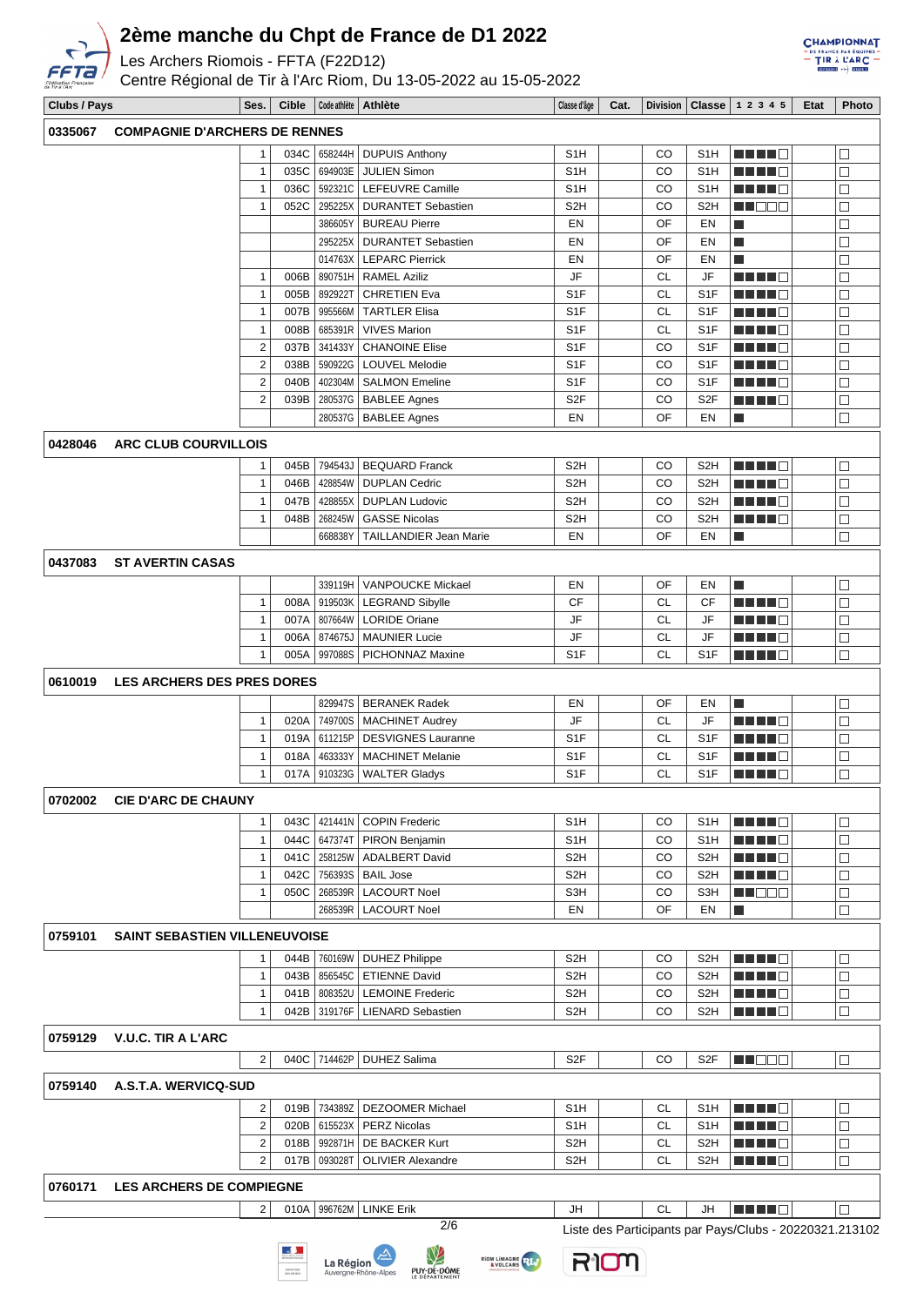# 2ème manche du Chpt de France de D1 2022

Les Archers Riomois - FFTA (F22D12)

Centre Régional de Tir à l'Arc Riom, Du 13-05-2022 au 15-05-2022

| Clubs / Pays | | Ses. | Cible | Code athlète | Athlète | Classe d'âge | Cat. | Division | Classe | 1 2 3 4 5 | Etat | Photo |
|---|---|---|---|---|---|---|---|---|---|---|---|---|
| **0335067** | **COMPAGNIE D'ARCHERS DE RENNES** | | | | | | | | | | | |
| | | 1 | 034C | 658244H | DUPUIS Anthony | S1H | | CO | S1H | ■■■■□ | | □ |
| | | 1 | 035C | 694903E | JULIEN Simon | S1H | | CO | S1H | ■■■■□ | | □ |
| | | 1 | 036C | 592321C | LEFEUVRE Camille | S1H | | CO | S1H | ■■■■□ | | □ |
| | | 1 | 052C | 295225X | DURANTET Sebastien | S2H | | CO | S2H | ■■□□□ | | □ |
| | | | | 386605Y | BUREAU Pierre | EN | | OF | EN | ■ | | □ |
| | | | | 295225X | DURANTET Sebastien | EN | | OF | EN | ■ | | □ |
| | | | | 014763X | LEPARC Pierrick | EN | | OF | EN | ■ | | □ |
| | | 1 | 006B | 890751H | RAMEL Aziliz | JF | | CL | JF | ■■■■□ | | □ |
| | | 1 | 005B | 892922T | CHRETIEN Eva | S1F | | CL | S1F | ■■■■□ | | □ |
| | | 1 | 007B | 995566M | TARTLER Elisa | S1F | | CL | S1F | ■■■■□ | | □ |
| | | 1 | 008B | 685391R | VIVES Marion | S1F | | CL | S1F | ■■■■□ | | □ |
| | | 2 | 037B | 341433Y | CHANOINE Elise | S1F | | CO | S1F | ■■■■□ | | □ |
| | | 2 | 038B | 590922G | LOUVEL Melodie | S1F | | CO | S1F | ■■■■□ | | □ |
| | | 2 | 040B | 402304M | SALMON Emeline | S1F | | CO | S1F | ■■■■□ | | □ |
| | | 2 | 039B | 280537G | BABLEE Agnes | S2F | | CO | S2F | ■■■■□ | | □ |
| | | | | 280537G | BABLEE Agnes | EN | | OF | EN | ■ | | □ |
| **0428046** | **ARC CLUB COURVILLOIS** | | | | | | | | | | | |
| | | 1 | 045B | 794543J | BEQUARD Franck | S2H | | CO | S2H | ■■■■□ | | □ |
| | | 1 | 046B | 428854W | DUPLAN Cedric | S2H | | CO | S2H | ■■■■□ | | □ |
| | | 1 | 047B | 428855X | DUPLAN Ludovic | S2H | | CO | S2H | ■■■■□ | | □ |
| | | 1 | 048B | 268245W | GASSE Nicolas | S2H | | CO | S2H | ■■■■□ | | □ |
| | | | | 668838Y | TAILLANDIER Jean Marie | EN | | OF | EN | ■ | | □ |
| **0437083** | **ST AVERTIN CASAS** | | | | | | | | | | | |
| | | | | 339119H | VANPOUCKE Mickael | EN | | OF | EN | ■ | | □ |
| | | 1 | 008A | 919503K | LEGRAND Sibylle | CF | | CL | CF | ■■■■□ | | □ |
| | | 1 | 007A | 807664W | LORIDE Oriane | JF | | CL | JF | ■■■■□ | | □ |
| | | 1 | 006A | 874675J | MAUNIER Lucie | JF | | CL | JF | ■■■■□ | | □ |
| | | 1 | 005A | 997088S | PICHONNAZ Maxine | S1F | | CL | S1F | ■■■■□ | | □ |
| **0610019** | **LES ARCHERS DES PRES DORES** | | | | | | | | | | | |
| | | | | 829947S | BERANEK Radek | EN | | OF | EN | ■ | | □ |
| | | 1 | 020A | 749700S | MACHINET Audrey | JF | | CL | JF | ■■■■□ | | □ |
| | | 1 | 019A | 611215P | DESVIGNES Lauranne | S1F | | CL | S1F | ■■■■□ | | □ |
| | | 1 | 018A | 463333Y | MACHINET Melanie | S1F | | CL | S1F | ■■■■□ | | □ |
| | | 1 | 017A | 910323G | WALTER Gladys | S1F | | CL | S1F | ■■■■□ | | □ |
| **0702002** | **CIE D'ARC DE CHAUNY** | | | | | | | | | | | |
| | | 1 | 043C | 421441N | COPIN Frederic | S1H | | CO | S1H | ■■■■□ | | □ |
| | | 1 | 044C | 647374T | PIRON Benjamin | S1H | | CO | S1H | ■■■■□ | | □ |
| | | 1 | 041C | 258125W | ADALBERT David | S2H | | CO | S2H | ■■■■□ | | □ |
| | | 1 | 042C | 756393S | BAIL Jose | S2H | | CO | S2H | ■■■■□ | | □ |
| | | 1 | 050C | 268539R | LACOURT Noel | S3H | | CO | S3H | ■■□□□ | | □ |
| | | | | 268539R | LACOURT Noel | EN | | OF | EN | ■ | | □ |
| **0759101** | **SAINT SEBASTIEN VILLENEUVOISE** | | | | | | | | | | | |
| | | 1 | 044B | 760169W | DUHEZ Philippe | S2H | | CO | S2H | ■■■■□ | | □ |
| | | 1 | 043B | 856545C | ETIENNE David | S2H | | CO | S2H | ■■■■□ | | □ |
| | | 1 | 041B | 808352U | LEMOINE Frederic | S2H | | CO | S2H | ■■■■□ | | □ |
| | | 1 | 042B | 319176F | LIENARD Sebastien | S2H | | CO | S2H | ■■■■□ | | □ |
| **0759129** | **V.U.C. TIR A L'ARC** | | | | | | | | | | | |
| | | 2 | 040C | 714462P | DUHEZ Salima | S2F | | CO | S2F | ■■□□□ | | □ |
| **0759140** | **A.S.T.A. WERVICQ-SUD** | | | | | | | | | | | |
| | | 2 | 019B | 734389Z | DEZOOMER Michael | S1H | | CL | S1H | ■■■■□ | | □ |
| | | 2 | 020B | 615523X | PERZ Nicolas | S1H | | CL | S1H | ■■■■□ | | □ |
| | | 2 | 018B | 992871H | DE BACKER Kurt | S2H | | CL | S2H | ■■■■□ | | □ |
| | | 2 | 017B | 093028T | OLIVIER Alexandre | S2H | | CL | S2H | ■■■■□ | | □ |
| **0760171** | **LES ARCHERS DE COMPIEGNE** | | | | | | | | | | | |
| | | 2 | 010A | 996762M | LINKE Erik | JH | | CL | JH | ■■■■□ | | □ |

Liste des Participants par Pays/Clubs - 20220321.213102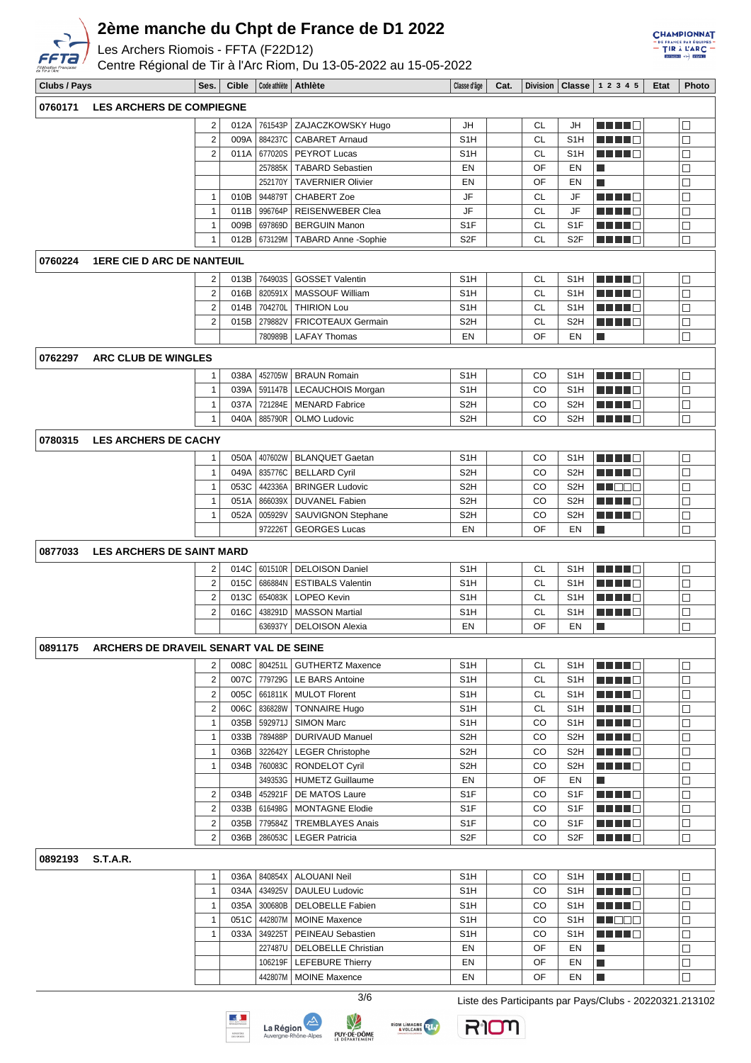# 2ème manche du Chpt de France de D1 2022

Les Archers Riomois - FFTA (F22D12)

Centre Régional de Tir à l'Arc Riom, Du 13-05-2022 au 15-05-2022

| Clubs / Pays | Ses. | Cible | Code athlète | Athlète | Classe d'âge | Cat. | Division | Classe | 1 2 3 4 5 | Etat | Photo |
|---|---|---|---|---|---|---|---|---|---|---|---|
| **0760171 LES ARCHERS DE COMPIEGNE** | | | | | | | | | | | |
| | 2 | 012A | 761543P | ZAJACZKOWSKY Hugo | JH | | CL | JH | ■■■■□ | | □ |
| | 2 | 009A | 884237C | CABARET Arnaud | S1H | | CL | S1H | ■■■■□ | | □ |
| | 2 | 011A | 677020S | PEYROT Lucas | S1H | | CL | S1H | ■■■■□ | | □ |
| | | | 257885K | TABARD Sebastien | EN | | OF | EN | ■ | | □ |
| | | | 252170Y | TAVERNIER Olivier | EN | | OF | EN | ■ | | □ |
| | 1 | 010B | 944879T | CHABERT Zoe | JF | | CL | JF | ■■■■□ | | □ |
| | 1 | 011B | 996764P | REISENWEBER Clea | JF | | CL | JF | ■■■■□ | | □ |
| | 1 | 009B | 697869D | BERGUIN Manon | S1F | | CL | S1F | ■■■■□ | | □ |
| | 1 | 012B | 673129M | TABARD Anne -Sophie | S2F | | CL | S2F | ■■■■□ | | □ |
| **0760224 1ERE CIE D ARC DE NANTEUIL** | | | | | | | | | | | |
| | 2 | 013B | 764903S | GOSSET Valentin | S1H | | CL | S1H | ■■■■□ | | □ |
| | 2 | 016B | 820591X | MASSOUF William | S1H | | CL | S1H | ■■■■□ | | □ |
| | 2 | 014B | 704270L | THIRION Lou | S1H | | CL | S1H | ■■■■□ | | □ |
| | 2 | 015B | 279882V | FRICOTEAUX Germain | S2H | | CL | S2H | ■■■■□ | | □ |
| | | | 780989B | LAFAY Thomas | EN | | OF | EN | ■ | | □ |
| **0762297 ARC CLUB DE WINGLES** | | | | | | | | | | | |
| | 1 | 038A | 452705W | BRAUN Romain | S1H | | CO | S1H | ■■■■□ | | □ |
| | 1 | 039A | 591147B | LECAUCHOIS Morgan | S1H | | CO | S1H | ■■■■□ | | □ |
| | 1 | 037A | 721284E | MENARD Fabrice | S2H | | CO | S2H | ■■■■□ | | □ |
| | 1 | 040A | 885790R | OLMO Ludovic | S2H | | CO | S2H | ■■■■□ | | □ |
| **0780315 LES ARCHERS DE CACHY** | | | | | | | | | | | |
| | 1 | 050A | 407602W | BLANQUET Gaetan | S1H | | CO | S1H | ■■■■□ | | □ |
| | 1 | 049A | 835776C | BELLARD Cyril | S2H | | CO | S2H | ■■■■□ | | □ |
| | 1 | 053C | 442336A | BRINGER Ludovic | S2H | | CO | S2H | ■■□□□ | | □ |
| | 1 | 051A | 866039X | DUVANEL Fabien | S2H | | CO | S2H | ■■■■□ | | □ |
| | 1 | 052A | 005929V | SAUVIGNON Stephane | S2H | | CO | S2H | ■■■■□ | | □ |
| | | | 972226T | GEORGES Lucas | EN | | OF | EN | ■ | | □ |
| **0877033 LES ARCHERS DE SAINT MARD** | | | | | | | | | | | |
| | 2 | 014C | 601510R | DELOISON Daniel | S1H | | CL | S1H | ■■■■□ | | □ |
| | 2 | 015C | 686884N | ESTIBALS Valentin | S1H | | CL | S1H | ■■■■□ | | □ |
| | 2 | 013C | 654083K | LOPEO Kevin | S1H | | CL | S1H | ■■■■□ | | □ |
| | 2 | 016C | 438291D | MASSON Martial | S1H | | CL | S1H | ■■■■□ | | □ |
| | | | 636937Y | DELOISON Alexia | EN | | OF | EN | ■ | | □ |
| **0891175 ARCHERS DE DRAVEIL SENART VAL DE SEINE** | | | | | | | | | | | |
| | 2 | 008C | 804251L | GUTHERTZ Maxence | S1H | | CL | S1H | ■■■■□ | | □ |
| | 2 | 007C | 779729G | LE BARS Antoine | S1H | | CL | S1H | ■■■■□ | | □ |
| | 2 | 005C | 661811K | MULOT Florent | S1H | | CL | S1H | ■■■■□ | | □ |
| | 2 | 006C | 836828W | TONNAIRE Hugo | S1H | | CL | S1H | ■■■■□ | | □ |
| | 1 | 035B | 592971J | SIMON Marc | S1H | | CO | S1H | ■■■■□ | | □ |
| | 1 | 033B | 789488P | DURIVAUD Manuel | S2H | | CO | S2H | ■■■■□ | | □ |
| | 1 | 036B | 322642Y | LEGER Christophe | S2H | | CO | S2H | ■■■■□ | | □ |
| | 1 | 034B | 760083C | RONDELOT Cyril | S2H | | CO | S2H | ■■■■□ | | □ |
| | | | 349353G | HUMETZ Guillaume | EN | | OF | EN | ■ | | □ |
| | 2 | 034B | 452921F | DE MATOS Laure | S1F | | CO | S1F | ■■■■□ | | □ |
| | 2 | 033B | 616498G | MONTAGNE Elodie | S1F | | CO | S1F | ■■■■□ | | □ |
| | 2 | 035B | 779584Z | TREMBLAYES Anais | S1F | | CO | S1F | ■■■■□ | | □ |
| | 2 | 036B | 286053C | LEGER Patricia | S2F | | CO | S2F | ■■■■□ | | □ |
| **0892193 S.T.A.R.** | | | | | | | | | | | |
| | 1 | 036A | 840854X | ALOUANI Neil | S1H | | CO | S1H | ■■■■□ | | □ |
| | 1 | 034A | 434925V | DAULEU Ludovic | S1H | | CO | S1H | ■■■■□ | | □ |
| | 1 | 035A | 300680B | DELOBELLE Fabien | S1H | | CO | S1H | ■■■■□ | | □ |
| | 1 | 051C | 442807M | MOINE Maxence | S1H | | CO | S1H | ■■□□□ | | □ |
| | 1 | 033A | 349225T | PEINEAU Sebastien | S1H | | CO | S1H | ■■■■□ | | □ |
| | | | 227487U | DELOBELLE Christian | EN | | OF | EN | ■ | | □ |
| | | | 106219F | LEFEBURE Thierry | EN | | OF | EN | ■ | | □ |
| | | | 442807M | MOINE Maxence | EN | | OF | EN | ■ | | □ |

Liste des Participants par Pays/Clubs - 20220321.213102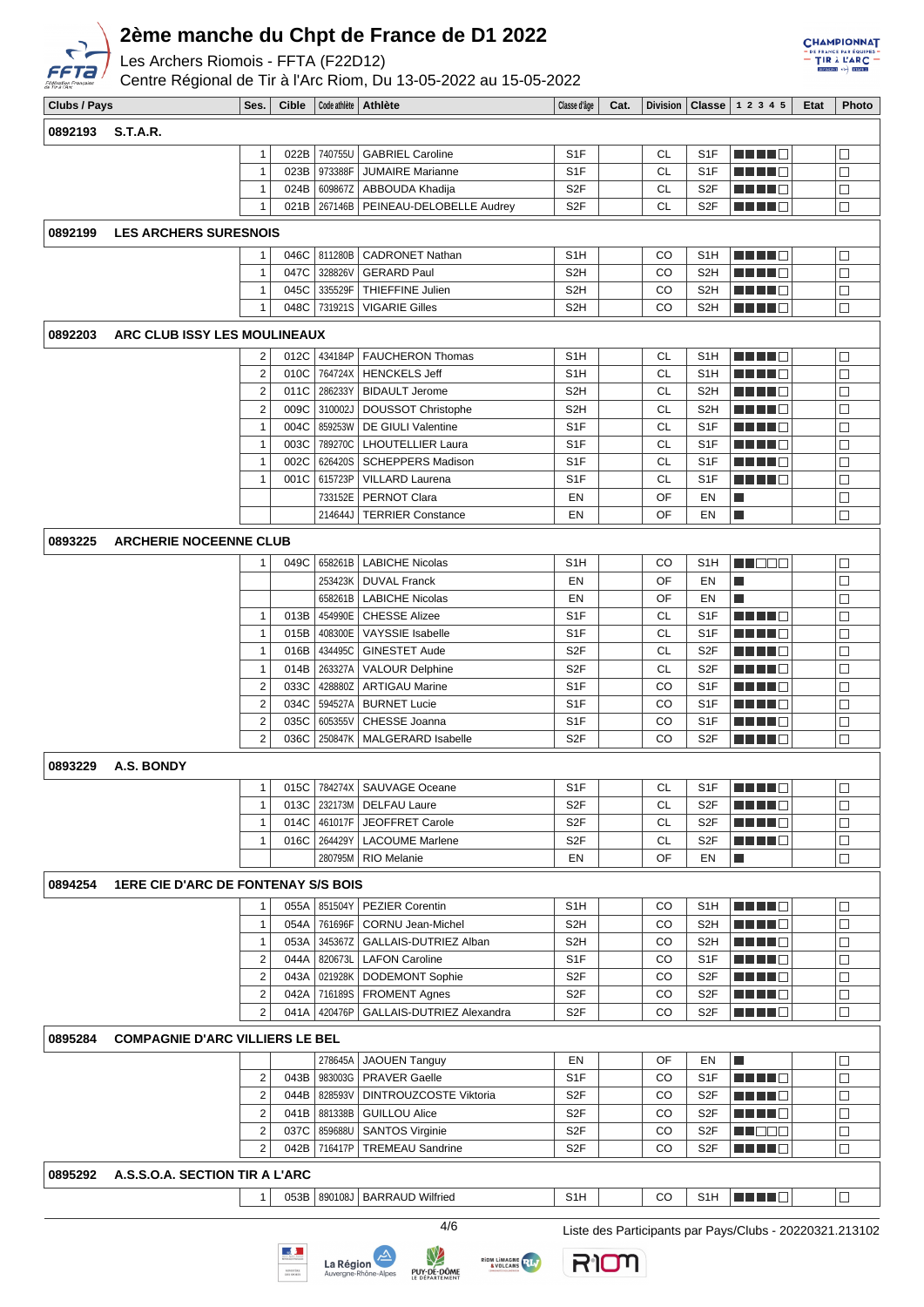# 2ème manche du Chpt de France de D1 2022

Les Archers Riomois - FFTA (F22D12)

Centre Régional de Tir à l'Arc Riom, Du 13-05-2022 au 15-05-2022

| Clubs / Pays | Ses. | Cible | Code athlète | Athlète | Classe d'âge | Cat. | Division | Classe | 1 2 3 4 5 | Etat | Photo |
|---|---|---|---|---|---|---|---|---|---|---|---|
| **0892193 S.T.A.R.** | | | | | | | | | | | |
| | 1 | 022B | 740755U | GABRIEL Caroline | S1F | | CL | S1F | | | ☐ |
| | 1 | 023B | 973388F | JUMAIRE Marianne | S1F | | CL | S1F | | | ☐ |
| | 1 | 024B | 609867Z | ABBOUDA Khadija | S2F | | CL | S2F | | | ☐ |
| | 1 | 021B | 267146B | PEINEAU-DELOBELLE Audrey | S2F | | CL | S2F | | | ☐ |
| **0892199 LES ARCHERS SURESNOIS** | | | | | | | | | | | |
| | 1 | 046C | 811280B | CADRONET Nathan | S1H | | CO | S1H | | | ☐ |
| | 1 | 047C | 328826V | GERARD Paul | S2H | | CO | S2H | | | ☐ |
| | 1 | 045C | 335529F | THIEFFINE Julien | S2H | | CO | S2H | | | ☐ |
| | 1 | 048C | 731921S | VIGARIE Gilles | S2H | | CO | S2H | | | ☐ |
| **0892203 ARC CLUB ISSY LES MOULINEAUX** | | | | | | | | | | | |
| | 2 | 012C | 434184P | FAUCHERON Thomas | S1H | | CL | S1H | | | ☐ |
| | 2 | 010C | 764724X | HENCKELS Jeff | S1H | | CL | S1H | | | ☐ |
| | 2 | 011C | 286233Y | BIDAULT Jerome | S2H | | CL | S2H | | | ☐ |
| | 2 | 009C | 310002J | DOUSSOT Christophe | S2H | | CL | S2H | | | ☐ |
| | 1 | 004C | 859253W | DE GIULI Valentine | S1F | | CL | S1F | | | ☐ |
| | 1 | 003C | 789270C | LHOUTELLIER Laura | S1F | | CL | S1F | | | ☐ |
| | 1 | 002C | 626420S | SCHEPPERS Madison | S1F | | CL | S1F | | | ☐ |
| | 1 | 001C | 615723P | VILLARD Laurena | S1F | | CL | S1F | | | ☐ |
| | | | 733152E | PERNOT Clara | EN | | OF | EN | | | ☐ |
| | | | 214644J | TERRIER Constance | EN | | OF | EN | | | ☐ |
| **0893225 ARCHERIE NOCEENNE CLUB** | | | | | | | | | | | |
| | 1 | 049C | 658261B | LABICHE Nicolas | S1H | | CO | S1H | | | ☐ |
| | | | 253423K | DUVAL Franck | EN | | OF | EN | | | ☐ |
| | | | 658261B | LABICHE Nicolas | EN | | OF | EN | | | ☐ |
| | 1 | 013B | 454990E | CHESSE Alizee | S1F | | CL | S1F | | | ☐ |
| | 1 | 015B | 408300E | VAYSSIE Isabelle | S1F | | CL | S1F | | | ☐ |
| | 1 | 016B | 434495C | GINESTET Aude | S2F | | CL | S2F | | | ☐ |
| | 1 | 014B | 263327A | VALOUR Delphine | S2F | | CL | S2F | | | ☐ |
| | 2 | 033C | 428880Z | ARTIGAU Marine | S1F | | CO | S1F | | | ☐ |
| | 2 | 034C | 594527A | BURNET Lucie | S1F | | CO | S1F | | | ☐ |
| | 2 | 035C | 605355V | CHESSE Joanna | S1F | | CO | S1F | | | ☐ |
| | 2 | 036C | 250847K | MALGERARD Isabelle | S2F | | CO | S2F | | | ☐ |
| **0893229 A.S. BONDY** | | | | | | | | | | | |
| | 1 | 015C | 784274X | SAUVAGE Oceane | S1F | | CL | S1F | | | ☐ |
| | 1 | 013C | 232173M | DELFAU Laure | S2F | | CL | S2F | | | ☐ |
| | 1 | 014C | 461017F | JEOFFRET Carole | S2F | | CL | S2F | | | ☐ |
| | 1 | 016C | 264429Y | LACOUME Marlene | S2F | | CL | S2F | | | ☐ |
| | | | 280795M | RIO Melanie | EN | | OF | EN | | | ☐ |
| **0894254 1ERE CIE D'ARC DE FONTENAY S/S BOIS** | | | | | | | | | | | |
| | 1 | 055A | 851504Y | PEZIER Corentin | S1H | | CO | S1H | | | ☐ |
| | 1 | 054A | 761696F | CORNU Jean-Michel | S2H | | CO | S2H | | | ☐ |
| | 1 | 053A | 345367Z | GALLAIS-DUTRIEZ Alban | S2H | | CO | S2H | | | ☐ |
| | 2 | 044A | 820673L | LAFON Caroline | S1F | | CO | S1F | | | ☐ |
| | 2 | 043A | 021928K | DODEMONT Sophie | S2F | | CO | S2F | | | ☐ |
| | 2 | 042A | 716189S | FROMENT Agnes | S2F | | CO | S2F | | | ☐ |
| | 2 | 041A | 420476P | GALLAIS-DUTRIEZ Alexandra | S2F | | CO | S2F | | | ☐ |
| **0895284 COMPAGNIE D'ARC VILLIERS LE BEL** | | | | | | | | | | | |
| | | | 278645A | JAOUEN Tanguy | EN | | OF | EN | | | ☐ |
| | 2 | 043B | 983003G | PRAVER Gaelle | S1F | | CO | S1F | | | ☐ |
| | 2 | 044B | 828593V | DINTROUZCOSTE Viktoria | S2F | | CO | S2F | | | ☐ |
| | 2 | 041B | 881338B | GUILLOU Alice | S2F | | CO | S2F | | | ☐ |
| | 2 | 037C | 859688U | SANTOS Virginie | S2F | | CO | S2F | | | ☐ |
| | 2 | 042B | 716417P | TREMEAU Sandrine | S2F | | CO | S2F | | | ☐ |
| **0895292 A.S.S.O.A. SECTION TIR A L'ARC** | | | | | | | | | | | |
| | 1 | 053B | 890108J | BARRAUD Wilfried | S1H | | CO | S1H | | | ☐ |

Liste des Participants par Pays/Clubs - 20220321.213102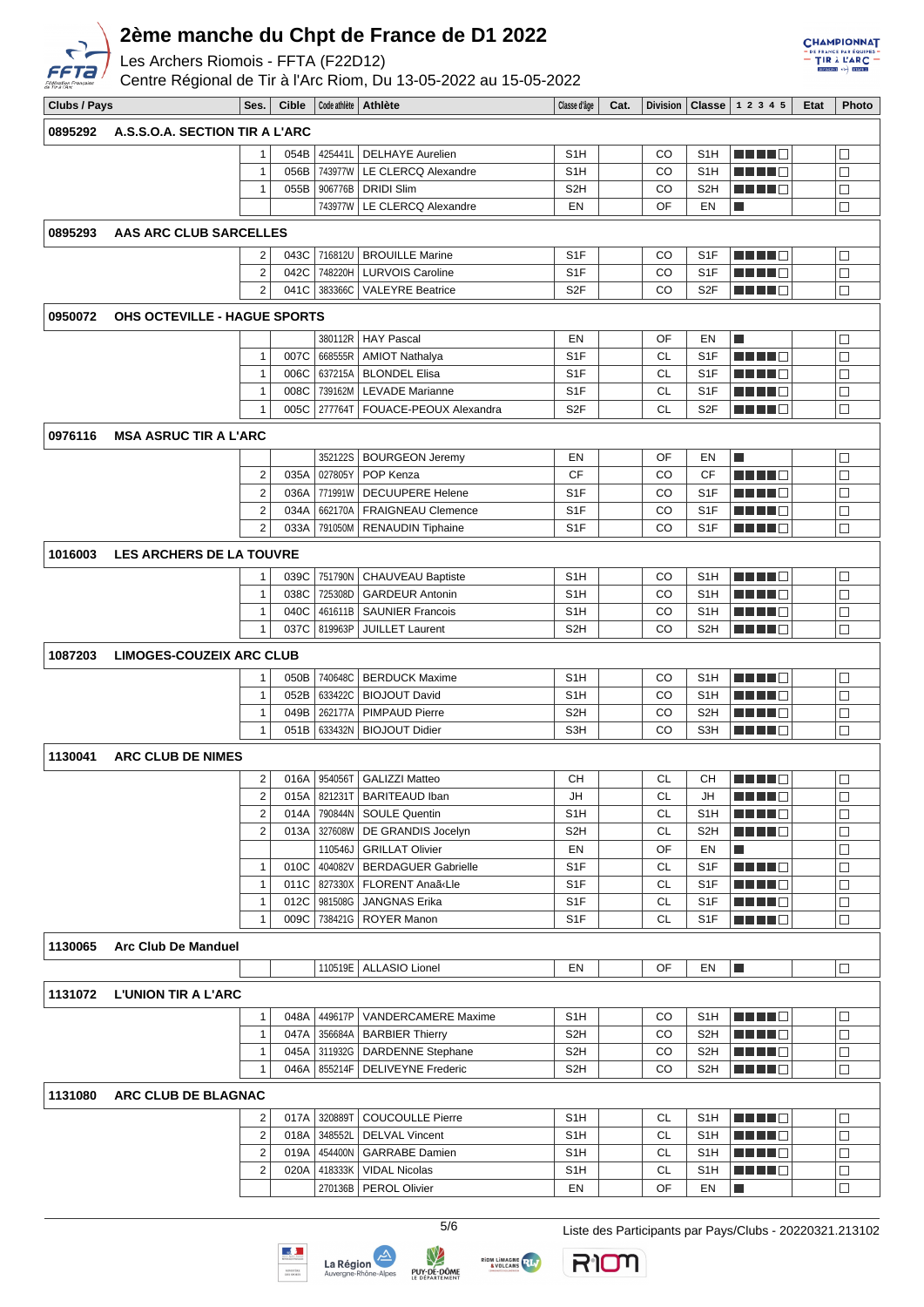# 2ème manche du Chpt de France de D1 2022

Les Archers Riomois - FFTA (F22D12)

Centre Régional de Tir à l'Arc Riom, Du 13-05-2022 au 15-05-2022

| Clubs / Pays | Ses. | Cible | Code athlète | Athlète | Classe d'âge | Cat. | Division | Classe | 1 2 3 4 5 | Etat | Photo |
|---|---|---|---|---|---|---|---|---|---|---|---|
| **0895292 A.S.S.O.A. SECTION TIR A L'ARC** | | | | | | | | | | | |
| | 1 | 054B | 425441L | DELHAYE Aurelien | S1H | | CO | S1H | ■■■■□ | | □ |
| | 1 | 056B | 743977W | LE CLERCQ Alexandre | S1H | | CO | S1H | ■■■■□ | | □ |
| | 1 | 055B | 906776B | DRIDI Slim | S2H | | CO | S2H | ■■■■□ | | □ |
| | | | 743977W | LE CLERCQ Alexandre | EN | | OF | EN | ■ | | □ |
| **0895293 AAS ARC CLUB SARCELLES** | | | | | | | | | | | |
| | 2 | 043C | 716812U | BROUILLE Marine | S1F | | CO | S1F | ■■■■□ | | □ |
| | 2 | 042C | 748220H | LURVOIS Caroline | S1F | | CO | S1F | ■■■■□ | | □ |
| | 2 | 041C | 383366C | VALEYRE Beatrice | S2F | | CO | S2F | ■■■■□ | | □ |
| **0950072 OHS OCTEVILLE - HAGUE SPORTS** | | | | | | | | | | | |
| | | | 380112R | HAY Pascal | EN | | OF | EN | ■ | | □ |
| | 1 | 007C | 668555R | AMIOT Nathalya | S1F | | CL | S1F | ■■■■□ | | □ |
| | 1 | 006C | 637215A | BLONDEL Elisa | S1F | | CL | S1F | ■■■■□ | | □ |
| | 1 | 008C | 739162M | LEVADE Marianne | S1F | | CL | S1F | ■■■■□ | | □ |
| | 1 | 005C | 277764T | FOUACE-PEOUX Alexandra | S2F | | CL | S2F | ■■■■□ | | □ |
| **0976116 MSA ASRUC TIR A L'ARC** | | | | | | | | | | | |
| | | | 352122S | BOURGEON Jeremy | EN | | OF | EN | ■ | | □ |
| | 2 | 035A | 027805Y | POP Kenza | CF | | CO | CF | ■■■■□ | | □ |
| | 2 | 036A | 771991W | DECUUPERE Helene | S1F | | CO | S1F | ■■■■□ | | □ |
| | 2 | 034A | 662170A | FRAIGNEAU Clemence | S1F | | CO | S1F | ■■■■□ | | □ |
| | 2 | 033A | 791050M | RENAUDIN Tiphaine | S1F | | CO | S1F | ■■■■□ | | □ |
| **1016003 LES ARCHERS DE LA TOUVRE** | | | | | | | | | | | |
| | 1 | 039C | 751790N | CHAUVEAU Baptiste | S1H | | CO | S1H | ■■■■□ | | □ |
| | 1 | 038C | 725308D | GARDEUR Antonin | S1H | | CO | S1H | ■■■■□ | | □ |
| | 1 | 040C | 461611B | SAUNIER Francois | S1H | | CO | S1H | ■■■■□ | | □ |
| | 1 | 037C | 819963P | JUILLET Laurent | S2H | | CO | S2H | ■■■■□ | | □ |
| **1087203 LIMOGES-COUZEIX ARC CLUB** | | | | | | | | | | | |
| | 1 | 050B | 740648C | BERDUCK Maxime | S1H | | CO | S1H | ■■■■□ | | □ |
| | 1 | 052B | 633422C | BIOJOUT David | S1H | | CO | S1H | ■■■■□ | | □ |
| | 1 | 049B | 262177A | PIMPAUD Pierre | S2H | | CO | S2H | ■■■■□ | | □ |
| | 1 | 051B | 633432N | BIOJOUT Didier | S3H | | CO | S3H | ■■■■□ | | □ |
| **1130041 ARC CLUB DE NIMES** | | | | | | | | | | | |
| | 2 | 016A | 954056T | GALIZZI Matteo | CH | | CL | CH | ■■■■□ | | □ |
| | 2 | 015A | 821231T | BARITEAUD Iban | JH | | CL | JH | ■■■■□ | | □ |
| | 2 | 014A | 790844N | SOULE Quentin | S1H | | CL | S1H | ■■■■□ | | □ |
| | 2 | 013A | 327608W | DE GRANDIS Jocelyn | S2H | | CL | S2H | ■■■■□ | | □ |
| | | | 110546J | GRILLAT Olivier | EN | | OF | EN | ■ | | □ |
| | 1 | 010C | 404082V | BERDAGUER Gabrielle | S1F | | CL | S1F | ■■■■□ | | □ |
| | 1 | 011C | 827330X | FLORENT Anaã«Lle | S1F | | CL | S1F | ■■■■□ | | □ |
| | 1 | 012C | 981508G | JANGNAS Erika | S1F | | CL | S1F | ■■■■□ | | □ |
| | 1 | 009C | 738421G | ROYER Manon | S1F | | CL | S1F | ■■■■□ | | □ |
| **1130065 Arc Club De Manduel** | | | | | | | | | | | |
| | | | 110519E | ALLASIO Lionel | EN | | OF | EN | ■ | | □ |
| **1131072 L'UNION TIR A L'ARC** | | | | | | | | | | | |
| | 1 | 048A | 449617P | VANDERCAMERE Maxime | S1H | | CO | S1H | ■■■■□ | | □ |
| | 1 | 047A | 356684A | BARBIER Thierry | S2H | | CO | S2H | ■■■■□ | | □ |
| | 1 | 045A | 311932G | DARDENNE Stephane | S2H | | CO | S2H | ■■■■□ | | □ |
| | 1 | 046A | 855214F | DELIVEYNE Frederic | S2H | | CO | S2H | ■■■■□ | | □ |
| **1131080 ARC CLUB DE BLAGNAC** | | | | | | | | | | | |
| | 2 | 017A | 320889T | COUCOULLE Pierre | S1H | | CL | S1H | ■■■■□ | | □ |
| | 2 | 018A | 348552L | DELVAL Vincent | S1H | | CL | S1H | ■■■■□ | | □ |
| | 2 | 019A | 454400N | GARRABE Damien | S1H | | CL | S1H | ■■■■□ | | □ |
| | 2 | 020A | 418333K | VIDAL Nicolas | S1H | | CL | S1H | ■■■■□ | | □ |
| | | | 270136B | PEROL Olivier | EN | | OF | EN | ■ | | □ |

Liste des Participants par Pays/Clubs - 20220321.213102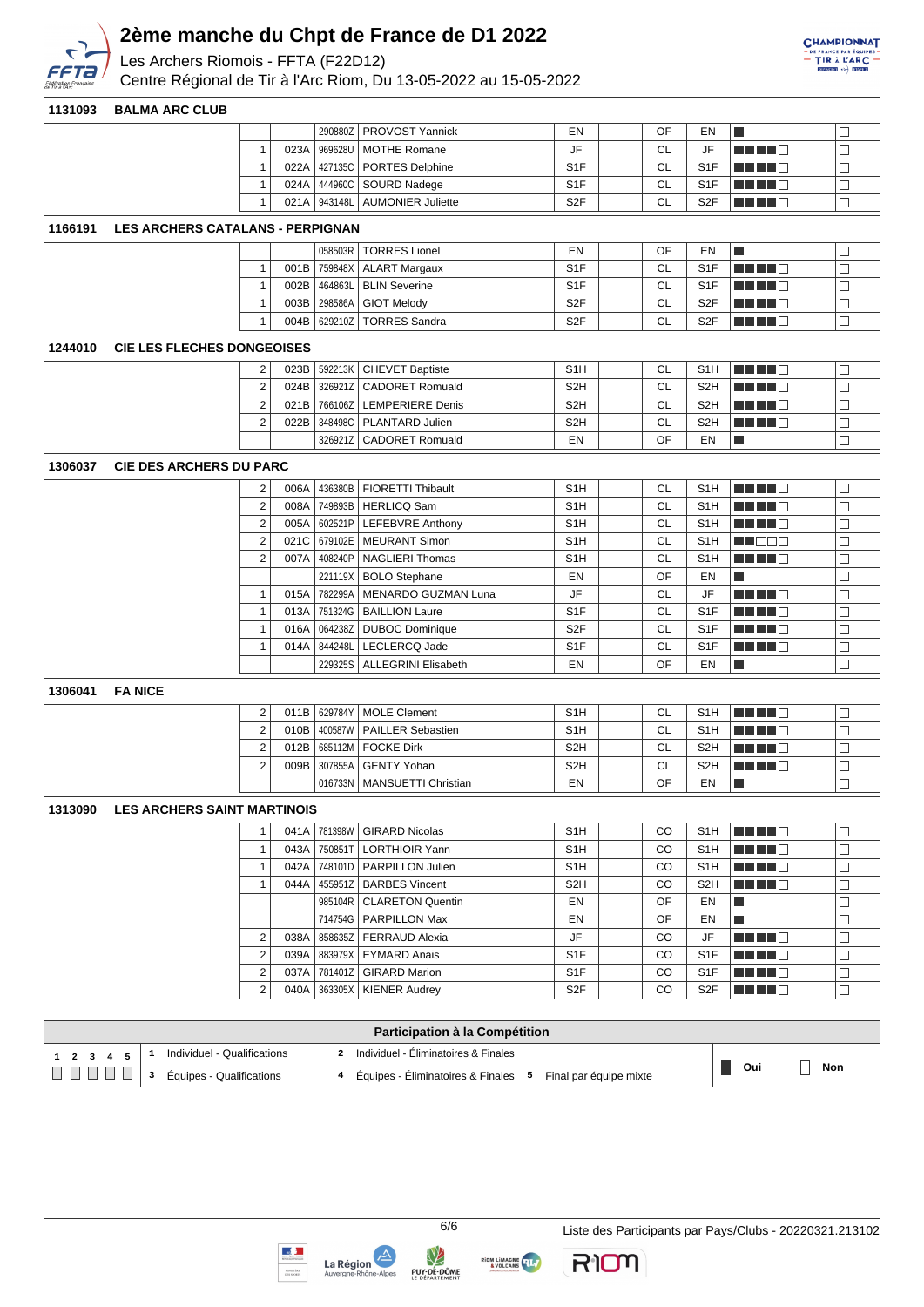# 2ème manche du Chpt de France de D1 2022

Les Archers Riomois - FFTA (F22D12)
Centre Régional de Tir à l'Arc Riom, Du 13-05-2022 au 15-05-2022

**1131093 BALMA ARC CLUB**

| | | | | | | | | | |
|---|---|---|---|---|---|---|---|---|---|
| | | 290880Z | PROVOST Yannick | EN | | OF | EN | ■ | ☐ |
| 1 | 023A | 969628U | MOTHE Romane | JF | | CL | JF | ■■■■☐ | ☐ |
| 1 | 022A | 427135C | PORTES Delphine | S1F | | CL | S1F | ■■■■☐ | ☐ |
| 1 | 024A | 444960C | SOURD Nadege | S1F | | CL | S1F | ■■■■☐ | ☐ |
| 1 | 021A | 943148L | AUMONIER Juliette | S2F | | CL | S2F | ■■■■☐ | ☐ |

**1166191 LES ARCHERS CATALANS - PERPIGNAN**

| | | | | | | | | | |
|---|---|---|---|---|---|---|---|---|---|
| | | 058503R | TORRES Lionel | EN | | OF | EN | ■ | ☐ |
| 1 | 001B | 759848X | ALART Margaux | S1F | | CL | S1F | ■■■■☐ | ☐ |
| 1 | 002B | 464863L | BLIN Severine | S1F | | CL | S1F | ■■■■☐ | ☐ |
| 1 | 003B | 298586A | GIOT Melody | S2F | | CL | S2F | ■■■■☐ | ☐ |
| 1 | 004B | 629210Z | TORRES Sandra | S2F | | CL | S2F | ■■■■☐ | ☐ |

**1244010 CIE LES FLECHES DONGEOISES**

| | | | | | | | | | |
|---|---|---|---|---|---|---|---|---|---|
| 2 | 023B | 592213K | CHEVET Baptiste | S1H | | CL | S1H | ■■■■☐ | ☐ |
| 2 | 024B | 326921Z | CADORET Romuald | S2H | | CL | S2H | ■■■■☐ | ☐ |
| 2 | 021B | 766106Z | LEMPERIERE Denis | S2H | | CL | S2H | ■■■■☐ | ☐ |
| 2 | 022B | 348498C | PLANTARD Julien | S2H | | CL | S2H | ■■■■☐ | ☐ |
| | | 326921Z | CADORET Romuald | EN | | OF | EN | ■ | ☐ |

**1306037 CIE DES ARCHERS DU PARC**

| | | | | | | | | | |
|---|---|---|---|---|---|---|---|---|---|
| 2 | 006A | 436380B | FIORETTI Thibault | S1H | | CL | S1H | ■■■■☐ | ☐ |
| 2 | 008A | 749893B | HERLICQ Sam | S1H | | CL | S1H | ■■■■☐ | ☐ |
| 2 | 005A | 602521P | LEFEBVRE Anthony | S1H | | CL | S1H | ■■■■☐ | ☐ |
| 2 | 021C | 679102E | MEURANT Simon | S1H | | CL | S1H | ■■☐☐☐ | ☐ |
| 2 | 007A | 408240P | NAGLIERI Thomas | S1H | | CL | S1H | ■■■■☐ | ☐ |
| | | 221119X | BOLO Stephane | EN | | OF | EN | ■ | ☐ |
| 1 | 015A | 782299A | MENARDO GUZMAN Luna | JF | | CL | JF | ■■■■☐ | ☐ |
| 1 | 013A | 751324G | BAILLION Laure | S1F | | CL | S1F | ■■■■☐ | ☐ |
| 1 | 016A | 064238Z | DUBOC Dominique | S2F | | CL | S1F | ■■■■☐ | ☐ |
| 1 | 014A | 844248L | LECLERCQ Jade | S1F | | CL | S1F | ■■■■☐ | ☐ |
| | | 229325S | ALLEGRINI Elisabeth | EN | | OF | EN | ■ | ☐ |

**1306041 FA NICE**

| | | | | | | | | | |
|---|---|---|---|---|---|---|---|---|---|
| 2 | 011B | 629784Y | MOLE Clement | S1H | | CL | S1H | ■■■■☐ | ☐ |
| 2 | 010B | 400587W | PAILLER Sebastien | S1H | | CL | S1H | ■■■■☐ | ☐ |
| 2 | 012B | 685112M | FOCKE Dirk | S2H | | CL | S2H | ■■■■☐ | ☐ |
| 2 | 009B | 307855A | GENTY Yohan | S2H | | CL | S2H | ■■■■☐ | ☐ |
| | | 016733N | MANSUETTI Christian | EN | | OF | EN | ■ | ☐ |

**1313090 LES ARCHERS SAINT MARTINOIS**

| | | | | | | | | | |
|---|---|---|---|---|---|---|---|---|---|
| 1 | 041A | 781398W | GIRARD Nicolas | S1H | | CO | S1H | ■■■■☐ | ☐ |
| 1 | 043A | 750851T | LORTHIOIR Yann | S1H | | CO | S1H | ■■■■☐ | ☐ |
| 1 | 042A | 748101D | PARPILLON Julien | S1H | | CO | S1H | ■■■■☐ | ☐ |
| 1 | 044A | 455951Z | BARBES Vincent | S2H | | CO | S2H | ■■■■☐ | ☐ |
| | | 985104R | CLARETON Quentin | EN | | OF | EN | ■ | ☐ |
| | | 714754G | PARPILLON Max | EN | | OF | EN | ■ | ☐ |
| 2 | 038A | 858635Z | FERRAUD Alexia | JF | | CO | JF | ■■■■☐ | ☐ |
| 2 | 039A | 883979X | EYMARD Anais | S1F | | CO | S1F | ■■■■☐ | ☐ |
| 2 | 037A | 781401Z | GIRARD Marion | S1F | | CO | S1F | ■■■■☐ | ☐ |
| 2 | 040A | 363305X | KIENER Audrey | S2F | | CO | S2F | ■■■■☐ | ☐ |

**Participation à la Compétition**

| 1 2 3 4 5 | | | |
|---|---|---|---|
| ☐☐☐☐☐ | 1 Individuel - Qualifications / 3 Équipes - Qualifications | 2 Individuel - Éliminatoires & Finales / 4 Équipes - Éliminatoires & Finales / 5 Final par équipe mixte | ■ Oui ☐ Non |

Liste des Participants par Pays/Clubs - 20220321.213102